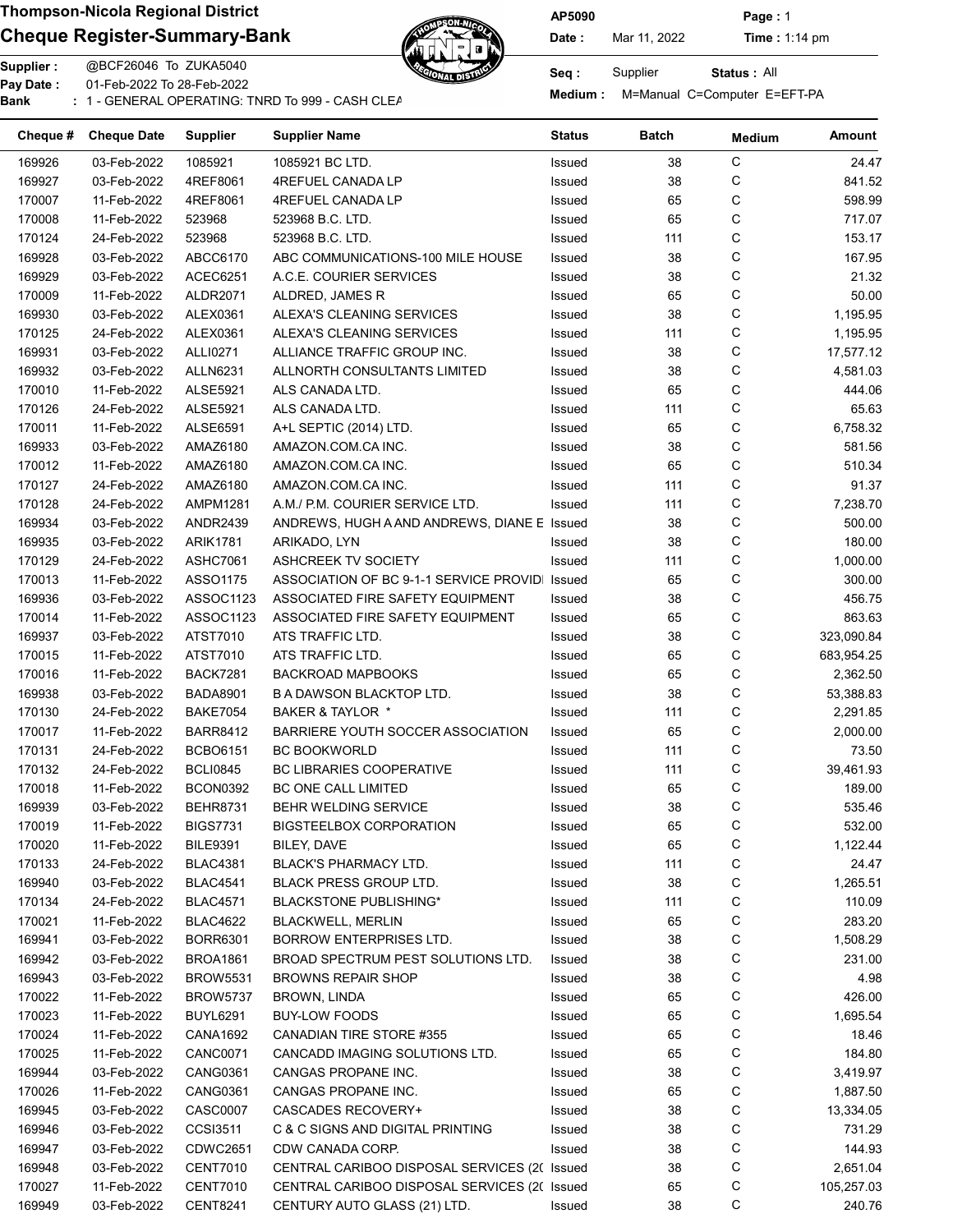**Thompson-Nicola Regional District**

## Cheque Register-Summary-Bank

AP5090 | Date : Mar 11, 2022 | Page : 1 | Time : 1:14 pm

Supplier : @BCF26046 To ZUKA5040
Pay Date : 01-Feb-2022 To 28-Feb-2022
Bank : 1 - GENERAL OPERATING: TNRD To 999 - CASH CLEA

Seq : Supplier | Status : All
Medium : M=Manual C=Computer E=EFT-PA

| Cheque # | Cheque Date | Supplier | Supplier Name | Status | Batch | Medium | Amount |
|---|---|---|---|---|---|---|---|
| 169926 | 03-Feb-2022 | 1085921 | 1085921 BC LTD. | Issued | 38 | C | 24.47 |
| 169927 | 03-Feb-2022 | 4REF8061 | 4REFUEL CANADA LP | Issued | 38 | C | 841.52 |
| 170007 | 11-Feb-2022 | 4REF8061 | 4REFUEL CANADA LP | Issued | 65 | C | 598.99 |
| 170008 | 11-Feb-2022 | 523968 | 523968 B.C. LTD. | Issued | 65 | C | 717.07 |
| 170124 | 24-Feb-2022 | 523968 | 523968 B.C. LTD. | Issued | 111 | C | 153.17 |
| 169928 | 03-Feb-2022 | ABCC6170 | ABC COMMUNICATIONS-100 MILE HOUSE | Issued | 38 | C | 167.95 |
| 169929 | 03-Feb-2022 | ACEC6251 | A.C.E. COURIER SERVICES | Issued | 38 | C | 21.32 |
| 170009 | 11-Feb-2022 | ALDR2071 | ALDRED, JAMES R | Issued | 65 | C | 50.00 |
| 169930 | 03-Feb-2022 | ALEX0361 | ALEXA'S CLEANING SERVICES | Issued | 38 | C | 1,195.95 |
| 170125 | 24-Feb-2022 | ALEX0361 | ALEXA'S CLEANING SERVICES | Issued | 111 | C | 1,195.95 |
| 169931 | 03-Feb-2022 | ALLI0271 | ALLIANCE TRAFFIC GROUP INC. | Issued | 38 | C | 17,577.12 |
| 169932 | 03-Feb-2022 | ALLN6231 | ALLNORTH CONSULTANTS LIMITED | Issued | 38 | C | 4,581.03 |
| 170010 | 11-Feb-2022 | ALSE5921 | ALS CANADA LTD. | Issued | 65 | C | 444.06 |
| 170126 | 24-Feb-2022 | ALSE5921 | ALS CANADA LTD. | Issued | 111 | C | 65.63 |
| 170011 | 11-Feb-2022 | ALSE6591 | A+L SEPTIC (2014) LTD. | Issued | 65 | C | 6,758.32 |
| 169933 | 03-Feb-2022 | AMAZ6180 | AMAZON.COM.CA INC. | Issued | 38 | C | 581.56 |
| 170012 | 11-Feb-2022 | AMAZ6180 | AMAZON.COM.CA INC. | Issued | 65 | C | 510.34 |
| 170127 | 24-Feb-2022 | AMAZ6180 | AMAZON.COM.CA INC. | Issued | 111 | C | 91.37 |
| 170128 | 24-Feb-2022 | AMPM1281 | A.M./ P.M. COURIER SERVICE LTD. | Issued | 111 | C | 7,238.70 |
| 169934 | 03-Feb-2022 | ANDR2439 | ANDREWS, HUGH A AND ANDREWS, DIANE E | Issued | 38 | C | 500.00 |
| 169935 | 03-Feb-2022 | ARIK1781 | ARIKADO, LYN | Issued | 38 | C | 180.00 |
| 170129 | 24-Feb-2022 | ASHC7061 | ASHCREEK TV SOCIETY | Issued | 111 | C | 1,000.00 |
| 170013 | 11-Feb-2022 | ASSO1175 | ASSOCIATION OF BC 9-1-1 SERVICE PROVIDI | Issued | 65 | C | 300.00 |
| 169936 | 03-Feb-2022 | ASSOC1123 | ASSOCIATED FIRE SAFETY EQUIPMENT | Issued | 38 | C | 456.75 |
| 170014 | 11-Feb-2022 | ASSOC1123 | ASSOCIATED FIRE SAFETY EQUIPMENT | Issued | 65 | C | 863.63 |
| 169937 | 03-Feb-2022 | ATST7010 | ATS TRAFFIC LTD. | Issued | 38 | C | 323,090.84 |
| 170015 | 11-Feb-2022 | ATST7010 | ATS TRAFFIC LTD. | Issued | 65 | C | 683,954.25 |
| 170016 | 11-Feb-2022 | BACK7281 | BACKROAD MAPBOOKS | Issued | 65 | C | 2,362.50 |
| 169938 | 03-Feb-2022 | BADA8901 | B A DAWSON BLACKTOP LTD. | Issued | 38 | C | 53,388.83 |
| 170130 | 24-Feb-2022 | BAKE7054 | BAKER & TAYLOR * | Issued | 111 | C | 2,291.85 |
| 170017 | 11-Feb-2022 | BARR8412 | BARRIERE YOUTH SOCCER ASSOCIATION | Issued | 65 | C | 2,000.00 |
| 170131 | 24-Feb-2022 | BCBO6151 | BC BOOKWORLD | Issued | 111 | C | 73.50 |
| 170132 | 24-Feb-2022 | BCLI0845 | BC LIBRARIES COOPERATIVE | Issued | 111 | C | 39,461.93 |
| 170018 | 11-Feb-2022 | BCON0392 | BC ONE CALL LIMITED | Issued | 65 | C | 189.00 |
| 169939 | 03-Feb-2022 | BEHR8731 | BEHR WELDING SERVICE | Issued | 38 | C | 535.46 |
| 170019 | 11-Feb-2022 | BIGS7731 | BIGSTEELBOX CORPORATION | Issued | 65 | C | 532.00 |
| 170020 | 11-Feb-2022 | BILE9391 | BILEY, DAVE | Issued | 65 | C | 1,122.44 |
| 170133 | 24-Feb-2022 | BLAC4381 | BLACK'S PHARMACY LTD. | Issued | 111 | C | 24.47 |
| 169940 | 03-Feb-2022 | BLAC4541 | BLACK PRESS GROUP LTD. | Issued | 38 | C | 1,265.51 |
| 170134 | 24-Feb-2022 | BLAC4571 | BLACKSTONE PUBLISHING* | Issued | 111 | C | 110.09 |
| 170021 | 11-Feb-2022 | BLAC4622 | BLACKWELL, MERLIN | Issued | 65 | C | 283.20 |
| 169941 | 03-Feb-2022 | BORR6301 | BORROW ENTERPRISES LTD. | Issued | 38 | C | 1,508.29 |
| 169942 | 03-Feb-2022 | BROA1861 | BROAD SPECTRUM PEST SOLUTIONS LTD. | Issued | 38 | C | 231.00 |
| 169943 | 03-Feb-2022 | BROW5531 | BROWNS REPAIR SHOP | Issued | 38 | C | 4.98 |
| 170022 | 11-Feb-2022 | BROW5737 | BROWN, LINDA | Issued | 65 | C | 426.00 |
| 170023 | 11-Feb-2022 | BUYL6291 | BUY-LOW FOODS | Issued | 65 | C | 1,695.54 |
| 170024 | 11-Feb-2022 | CANA1692 | CANADIAN TIRE STORE #355 | Issued | 65 | C | 18.46 |
| 170025 | 11-Feb-2022 | CANC0071 | CANCADD IMAGING SOLUTIONS LTD. | Issued | 65 | C | 184.80 |
| 169944 | 03-Feb-2022 | CANG0361 | CANGAS PROPANE INC. | Issued | 38 | C | 3,419.97 |
| 170026 | 11-Feb-2022 | CANG0361 | CANGAS PROPANE INC. | Issued | 65 | C | 1,887.50 |
| 169945 | 03-Feb-2022 | CASC0007 | CASCADES RECOVERY+ | Issued | 38 | C | 13,334.05 |
| 169946 | 03-Feb-2022 | CCSI3511 | C & C SIGNS AND DIGITAL PRINTING | Issued | 38 | C | 731.29 |
| 169947 | 03-Feb-2022 | CDWC2651 | CDW CANADA CORP. | Issued | 38 | C | 144.93 |
| 169948 | 03-Feb-2022 | CENT7010 | CENTRAL CARIBOO DISPOSAL SERVICES (2( | Issued | 38 | C | 2,651.04 |
| 170027 | 11-Feb-2022 | CENT7010 | CENTRAL CARIBOO DISPOSAL SERVICES (2( | Issued | 65 | C | 105,257.03 |
| 169949 | 03-Feb-2022 | CENT8241 | CENTURY AUTO GLASS (21) LTD. | Issued | 38 | C | 240.76 |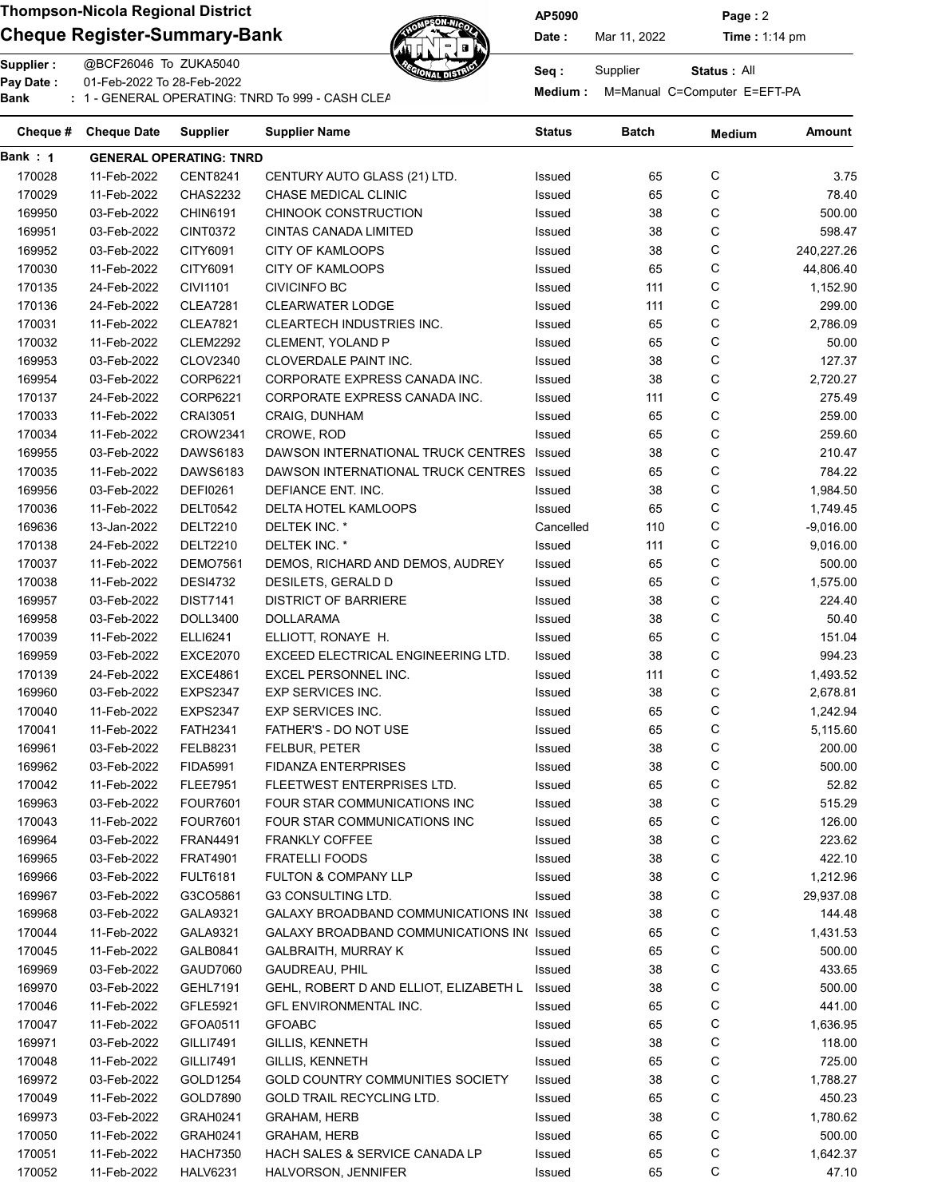**Thompson-Nicola Regional District**

**Cheque Register-Summary-Bank**

AP5090 | **Date :** Mar 11, 2022 | **Time :** 1:14 pm

**Supplier :** @BCF26046 To ZUKA5040

**Pay Date :** 01-Feb-2022 To 28-Feb-2022

**Bank :** 1 - GENERAL OPERATING: TNRD To 999 - CASH CLEA

**Seq :** Supplier **Status :** All

**Medium :** M=Manual C=Computer E=EFT-PA

| Cheque # | Cheque Date | Supplier | Supplier Name | Status | Batch | Medium | Amount |
|---|---|---|---|---|---|---|---|
| **Bank : 1** | **GENERAL OPERATING: TNRD** | | | | | | |
| 170028 | 11-Feb-2022 | CENT8241 | CENTURY AUTO GLASS (21) LTD. | Issued | 65 | C | 3.75 |
| 170029 | 11-Feb-2022 | CHAS2232 | CHASE MEDICAL CLINIC | Issued | 65 | C | 78.40 |
| 169950 | 03-Feb-2022 | CHIN6191 | CHINOOK CONSTRUCTION | Issued | 38 | C | 500.00 |
| 169951 | 03-Feb-2022 | CINT0372 | CINTAS CANADA LIMITED | Issued | 38 | C | 598.47 |
| 169952 | 03-Feb-2022 | CITY6091 | CITY OF KAMLOOPS | Issued | 38 | C | 240,227.26 |
| 170030 | 11-Feb-2022 | CITY6091 | CITY OF KAMLOOPS | Issued | 65 | C | 44,806.40 |
| 170135 | 24-Feb-2022 | CIVI1101 | CIVICINFO BC | Issued | 111 | C | 1,152.90 |
| 170136 | 24-Feb-2022 | CLEA7281 | CLEARWATER LODGE | Issued | 111 | C | 299.00 |
| 170031 | 11-Feb-2022 | CLEA7821 | CLEARTECH INDUSTRIES INC. | Issued | 65 | C | 2,786.09 |
| 170032 | 11-Feb-2022 | CLEM2292 | CLEMENT, YOLAND P | Issued | 65 | C | 50.00 |
| 169953 | 03-Feb-2022 | CLOV2340 | CLOVERDALE PAINT INC. | Issued | 38 | C | 127.37 |
| 169954 | 03-Feb-2022 | CORP6221 | CORPORATE EXPRESS CANADA INC. | Issued | 38 | C | 2,720.27 |
| 170137 | 24-Feb-2022 | CORP6221 | CORPORATE EXPRESS CANADA INC. | Issued | 111 | C | 275.49 |
| 170033 | 11-Feb-2022 | CRAI3051 | CRAIG, DUNHAM | Issued | 65 | C | 259.00 |
| 170034 | 11-Feb-2022 | CROW2341 | CROWE, ROD | Issued | 65 | C | 259.60 |
| 169955 | 03-Feb-2022 | DAWS6183 | DAWSON INTERNATIONAL TRUCK CENTRES | Issued | 38 | C | 210.47 |
| 170035 | 11-Feb-2022 | DAWS6183 | DAWSON INTERNATIONAL TRUCK CENTRES | Issued | 65 | C | 784.22 |
| 169956 | 03-Feb-2022 | DEFI0261 | DEFIANCE ENT. INC. | Issued | 38 | C | 1,984.50 |
| 170036 | 11-Feb-2022 | DELT0542 | DELTA HOTEL KAMLOOPS | Issued | 65 | C | 1,749.45 |
| 169636 | 13-Jan-2022 | DELT2210 | DELTEK INC. * | Cancelled | 110 | C | -9,016.00 |
| 170138 | 24-Feb-2022 | DELT2210 | DELTEK INC. * | Issued | 111 | C | 9,016.00 |
| 170037 | 11-Feb-2022 | DEMO7561 | DEMOS, RICHARD AND DEMOS, AUDREY | Issued | 65 | C | 500.00 |
| 170038 | 11-Feb-2022 | DESI4732 | DESILETS, GERALD D | Issued | 65 | C | 1,575.00 |
| 169957 | 03-Feb-2022 | DIST7141 | DISTRICT OF BARRIERE | Issued | 38 | C | 224.40 |
| 169958 | 03-Feb-2022 | DOLL3400 | DOLLARAMA | Issued | 38 | C | 50.40 |
| 170039 | 11-Feb-2022 | ELLI6241 | ELLIOTT, RONAYE H. | Issued | 65 | C | 151.04 |
| 169959 | 03-Feb-2022 | EXCE2070 | EXCEED ELECTRICAL ENGINEERING LTD. | Issued | 38 | C | 994.23 |
| 170139 | 24-Feb-2022 | EXCE4861 | EXCEL PERSONNEL INC. | Issued | 111 | C | 1,493.52 |
| 169960 | 03-Feb-2022 | EXPS2347 | EXP SERVICES INC. | Issued | 38 | C | 2,678.81 |
| 170040 | 11-Feb-2022 | EXPS2347 | EXP SERVICES INC. | Issued | 65 | C | 1,242.94 |
| 170041 | 11-Feb-2022 | FATH2341 | FATHER'S - DO NOT USE | Issued | 65 | C | 5,115.60 |
| 169961 | 03-Feb-2022 | FELB8231 | FELBUR, PETER | Issued | 38 | C | 200.00 |
| 169962 | 03-Feb-2022 | FIDA5991 | FIDANZA ENTERPRISES | Issued | 38 | C | 500.00 |
| 170042 | 11-Feb-2022 | FLEE7951 | FLEETWEST ENTERPRISES LTD. | Issued | 65 | C | 52.82 |
| 169963 | 03-Feb-2022 | FOUR7601 | FOUR STAR COMMUNICATIONS INC | Issued | 38 | C | 515.29 |
| 170043 | 11-Feb-2022 | FOUR7601 | FOUR STAR COMMUNICATIONS INC | Issued | 65 | C | 126.00 |
| 169964 | 03-Feb-2022 | FRAN4491 | FRANKLY COFFEE | Issued | 38 | C | 223.62 |
| 169965 | 03-Feb-2022 | FRAT4901 | FRATELLI FOODS | Issued | 38 | C | 422.10 |
| 169966 | 03-Feb-2022 | FULT6181 | FULTON & COMPANY LLP | Issued | 38 | C | 1,212.96 |
| 169967 | 03-Feb-2022 | G3CO5861 | G3 CONSULTING LTD. | Issued | 38 | C | 29,937.08 |
| 169968 | 03-Feb-2022 | GALA9321 | GALAXY BROADBAND COMMUNICATIONS IN( | Issued | 38 | C | 144.48 |
| 170044 | 11-Feb-2022 | GALA9321 | GALAXY BROADBAND COMMUNICATIONS IN( | Issued | 65 | C | 1,431.53 |
| 170045 | 11-Feb-2022 | GALB0841 | GALBRAITH, MURRAY K | Issued | 65 | C | 500.00 |
| 169969 | 03-Feb-2022 | GAUD7060 | GAUDREAU, PHIL | Issued | 38 | C | 433.65 |
| 169970 | 03-Feb-2022 | GEHL7191 | GEHL, ROBERT D AND ELLIOT, ELIZABETH L | Issued | 38 | C | 500.00 |
| 170046 | 11-Feb-2022 | GFLE5921 | GFL ENVIRONMENTAL INC. | Issued | 65 | C | 441.00 |
| 170047 | 11-Feb-2022 | GFOA0511 | GFOABC | Issued | 65 | C | 1,636.95 |
| 169971 | 03-Feb-2022 | GILLI7491 | GILLIS, KENNETH | Issued | 38 | C | 118.00 |
| 170048 | 11-Feb-2022 | GILLI7491 | GILLIS, KENNETH | Issued | 65 | C | 725.00 |
| 169972 | 03-Feb-2022 | GOLD1254 | GOLD COUNTRY COMMUNITIES SOCIETY | Issued | 38 | C | 1,788.27 |
| 170049 | 11-Feb-2022 | GOLD7890 | GOLD TRAIL RECYCLING LTD. | Issued | 65 | C | 450.23 |
| 169973 | 03-Feb-2022 | GRAH0241 | GRAHAM, HERB | Issued | 38 | C | 1,780.62 |
| 170050 | 11-Feb-2022 | GRAH0241 | GRAHAM, HERB | Issued | 65 | C | 500.00 |
| 170051 | 11-Feb-2022 | HACH7350 | HACH SALES & SERVICE CANADA LP | Issued | 65 | C | 1,642.37 |
| 170052 | 11-Feb-2022 | HALV6231 | HALVORSON, JENNIFER | Issued | 65 | C | 47.10 |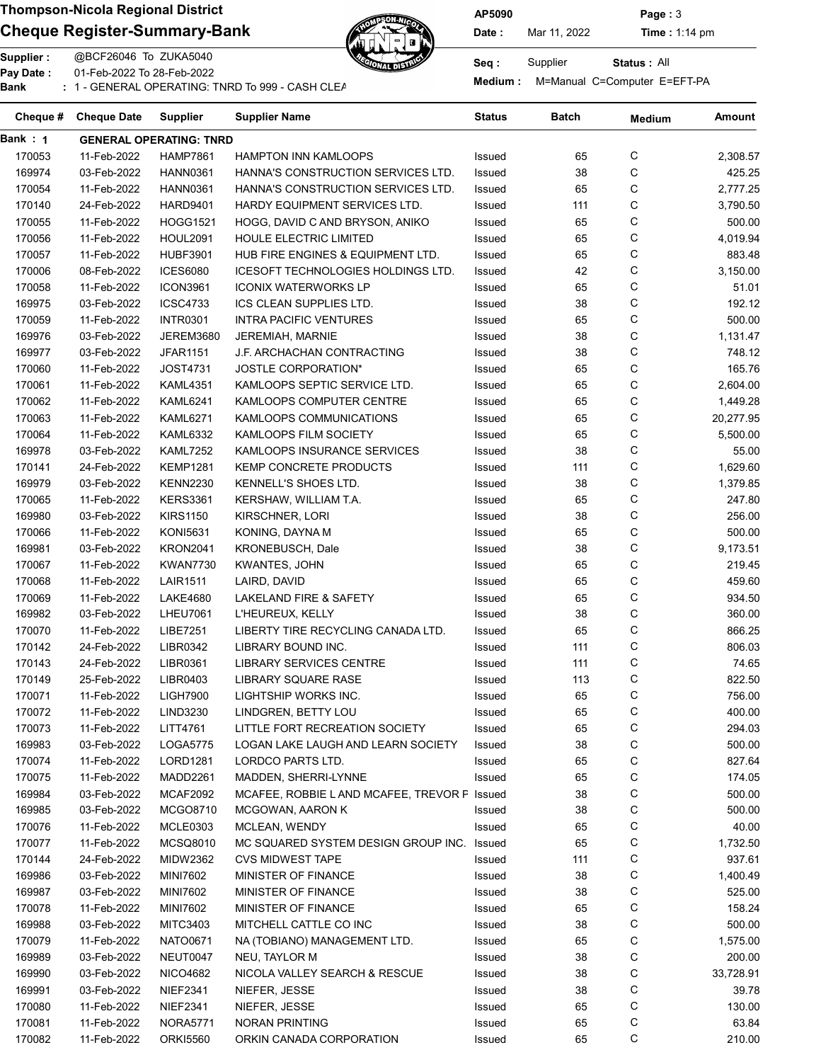# Thompson-Nicola Regional District

## Cheque Register-Summary-Bank

AP5090

Date : Mar 11, 2022 Time : 1:14 pm

Supplier : @BCF26046 To ZUKA5040

Pay Date : 01-Feb-2022 To 28-Feb-2022

Bank : 1 - GENERAL OPERATING: TNRD To 999 - CASH CLEA

Seq : Supplier Status : All

Medium : M=Manual C=Computer E=EFT-PA

| Cheque # | Cheque Date | Supplier | Supplier Name | Status | Batch | Medium | Amount |
|---|---|---|---|---|---|---|---|
| **Bank : 1** | **GENERAL OPERATING: TNRD** | | | | | | |
| 170053 | 11-Feb-2022 | HAMP7861 | HAMPTON INN KAMLOOPS | Issued | 65 | C | 2,308.57 |
| 169974 | 03-Feb-2022 | HANN0361 | HANNA'S CONSTRUCTION SERVICES LTD. | Issued | 38 | C | 425.25 |
| 170054 | 11-Feb-2022 | HANN0361 | HANNA'S CONSTRUCTION SERVICES LTD. | Issued | 65 | C | 2,777.25 |
| 170140 | 24-Feb-2022 | HARD9401 | HARDY EQUIPMENT SERVICES LTD. | Issued | 111 | C | 3,790.50 |
| 170055 | 11-Feb-2022 | HOGG1521 | HOGG, DAVID C AND BRYSON, ANIKO | Issued | 65 | C | 500.00 |
| 170056 | 11-Feb-2022 | HOUL2091 | HOULE ELECTRIC LIMITED | Issued | 65 | C | 4,019.94 |
| 170057 | 11-Feb-2022 | HUBF3901 | HUB FIRE ENGINES & EQUIPMENT LTD. | Issued | 65 | C | 883.48 |
| 170006 | 08-Feb-2022 | ICES6080 | ICESOFT TECHNOLOGIES HOLDINGS LTD. | Issued | 42 | C | 3,150.00 |
| 170058 | 11-Feb-2022 | ICON3961 | ICONIX WATERWORKS LP | Issued | 65 | C | 51.01 |
| 169975 | 03-Feb-2022 | ICSC4733 | ICS CLEAN SUPPLIES LTD. | Issued | 38 | C | 192.12 |
| 170059 | 11-Feb-2022 | INTR0301 | INTRA PACIFIC VENTURES | Issued | 65 | C | 500.00 |
| 169976 | 03-Feb-2022 | JEREM3680 | JEREMIAH, MARNIE | Issued | 38 | C | 1,131.47 |
| 169977 | 03-Feb-2022 | JFAR1151 | J.F. ARCHACHAN CONTRACTING | Issued | 38 | C | 748.12 |
| 170060 | 11-Feb-2022 | JOST4731 | JOSTLE CORPORATION* | Issued | 65 | C | 165.76 |
| 170061 | 11-Feb-2022 | KAML4351 | KAMLOOPS SEPTIC SERVICE LTD. | Issued | 65 | C | 2,604.00 |
| 170062 | 11-Feb-2022 | KAML6241 | KAMLOOPS COMPUTER CENTRE | Issued | 65 | C | 1,449.28 |
| 170063 | 11-Feb-2022 | KAML6271 | KAMLOOPS COMMUNICATIONS | Issued | 65 | C | 20,277.95 |
| 170064 | 11-Feb-2022 | KAML6332 | KAMLOOPS FILM SOCIETY | Issued | 65 | C | 5,500.00 |
| 169978 | 03-Feb-2022 | KAML7252 | KAMLOOPS INSURANCE SERVICES | Issued | 38 | C | 55.00 |
| 170141 | 24-Feb-2022 | KEMP1281 | KEMP CONCRETE PRODUCTS | Issued | 111 | C | 1,629.60 |
| 169979 | 03-Feb-2022 | KENN2230 | KENNELL'S SHOES LTD. | Issued | 38 | C | 1,379.85 |
| 170065 | 11-Feb-2022 | KERS3361 | KERSHAW, WILLIAM T.A. | Issued | 65 | C | 247.80 |
| 169980 | 03-Feb-2022 | KIRS1150 | KIRSCHNER, LORI | Issued | 38 | C | 256.00 |
| 170066 | 11-Feb-2022 | KONI5631 | KONING, DAYNA M | Issued | 65 | C | 500.00 |
| 169981 | 03-Feb-2022 | KRON2041 | KRONEBUSCH, Dale | Issued | 38 | C | 9,173.51 |
| 170067 | 11-Feb-2022 | KWAN7730 | KWANTES, JOHN | Issued | 65 | C | 219.45 |
| 170068 | 11-Feb-2022 | LAIR1511 | LAIRD, DAVID | Issued | 65 | C | 459.60 |
| 170069 | 11-Feb-2022 | LAKE4680 | LAKELAND FIRE & SAFETY | Issued | 65 | C | 934.50 |
| 169982 | 03-Feb-2022 | LHEU7061 | L'HEUREUX, KELLY | Issued | 38 | C | 360.00 |
| 170070 | 11-Feb-2022 | LIBE7251 | LIBERTY TIRE RECYCLING CANADA LTD. | Issued | 65 | C | 866.25 |
| 170142 | 24-Feb-2022 | LIBR0342 | LIBRARY BOUND INC. | Issued | 111 | C | 806.03 |
| 170143 | 24-Feb-2022 | LIBR0361 | LIBRARY SERVICES CENTRE | Issued | 111 | C | 74.65 |
| 170149 | 25-Feb-2022 | LIBR0403 | LIBRARY SQUARE RASE | Issued | 113 | C | 822.50 |
| 170071 | 11-Feb-2022 | LIGH7900 | LIGHTSHIP WORKS INC. | Issued | 65 | C | 756.00 |
| 170072 | 11-Feb-2022 | LIND3230 | LINDGREN, BETTY LOU | Issued | 65 | C | 400.00 |
| 170073 | 11-Feb-2022 | LITT4761 | LITTLE FORT RECREATION SOCIETY | Issued | 65 | C | 294.03 |
| 169983 | 03-Feb-2022 | LOGA5775 | LOGAN LAKE LAUGH AND LEARN SOCIETY | Issued | 38 | C | 500.00 |
| 170074 | 11-Feb-2022 | LORD1281 | LORDCO PARTS LTD. | Issued | 65 | C | 827.64 |
| 170075 | 11-Feb-2022 | MADD2261 | MADDEN, SHERRI-LYNNE | Issued | 65 | C | 174.05 |
| 169984 | 03-Feb-2022 | MCAF2092 | MCAFEE, ROBBIE L AND MCAFEE, TREVOR F | Issued | 38 | C | 500.00 |
| 169985 | 03-Feb-2022 | MCGO8710 | MCGOWAN, AARON K | Issued | 38 | C | 500.00 |
| 170076 | 11-Feb-2022 | MCLE0303 | MCLEAN, WENDY | Issued | 65 | C | 40.00 |
| 170077 | 11-Feb-2022 | MCSQ8010 | MC SQUARED SYSTEM DESIGN GROUP INC. | Issued | 65 | C | 1,732.50 |
| 170144 | 24-Feb-2022 | MIDW2362 | CVS MIDWEST TAPE | Issued | 111 | C | 937.61 |
| 169986 | 03-Feb-2022 | MINI7602 | MINISTER OF FINANCE | Issued | 38 | C | 1,400.49 |
| 169987 | 03-Feb-2022 | MINI7602 | MINISTER OF FINANCE | Issued | 38 | C | 525.00 |
| 170078 | 11-Feb-2022 | MINI7602 | MINISTER OF FINANCE | Issued | 65 | C | 158.24 |
| 169988 | 03-Feb-2022 | MITC3403 | MITCHELL CATTLE CO INC | Issued | 38 | C | 500.00 |
| 170079 | 11-Feb-2022 | NATO0671 | NA (TOBIANO) MANAGEMENT LTD. | Issued | 65 | C | 1,575.00 |
| 169989 | 03-Feb-2022 | NEUT0047 | NEU, TAYLOR M | Issued | 38 | C | 200.00 |
| 169990 | 03-Feb-2022 | NICO4682 | NICOLA VALLEY SEARCH & RESCUE | Issued | 38 | C | 33,728.91 |
| 169991 | 03-Feb-2022 | NIEF2341 | NIEFER, JESSE | Issued | 38 | C | 39.78 |
| 170080 | 11-Feb-2022 | NIEF2341 | NIEFER, JESSE | Issued | 65 | C | 130.00 |
| 170081 | 11-Feb-2022 | NORA5771 | NORAN PRINTING | Issued | 65 | C | 63.84 |
| 170082 | 11-Feb-2022 | ORKI5560 | ORKIN CANADA CORPORATION | Issued | 65 | C | 210.00 |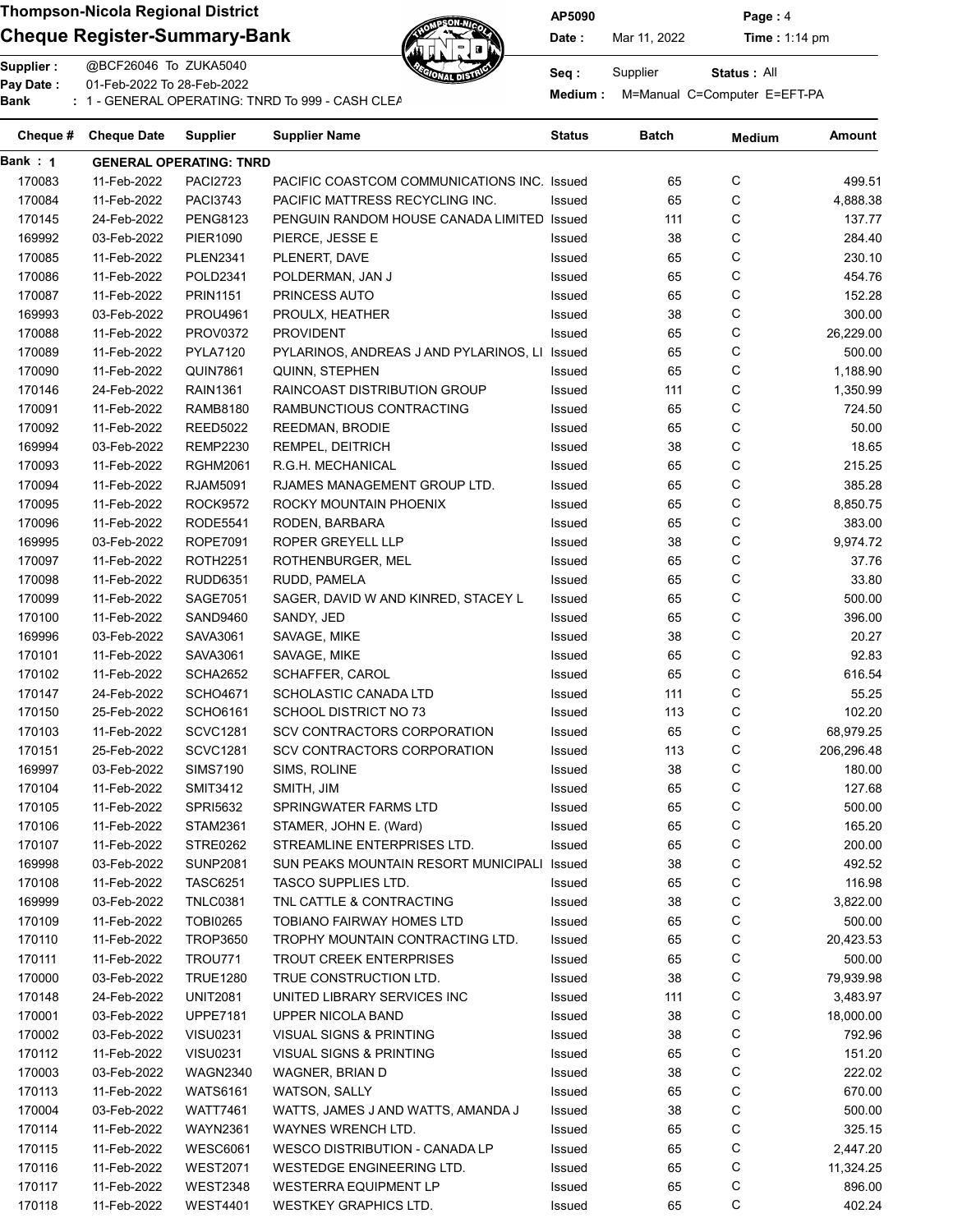# Thompson-Nicola Regional District

## Cheque Register-Summary-Bank

AP5090

Date : Mar 11, 2022 Time : 1:14 pm

Supplier : @BCF26046 To ZUKA5040

Pay Date : 01-Feb-2022 To 28-Feb-2022

Bank : 1 - GENERAL OPERATING: TNRD To 999 - CASH CLEA

Seq : Supplier Status : All

Medium : M=Manual C=Computer E=EFT-PA

| Cheque # | Cheque Date | Supplier | Supplier Name | Status | Batch | Medium | Amount |
|---|---|---|---|---|---|---|---|
| Bank : 1 | GENERAL OPERATING: TNRD | | | | | | |
| 170083 | 11-Feb-2022 | PACI2723 | PACIFIC COASTCOM COMMUNICATIONS INC. | Issued | 65 | C | 499.51 |
| 170084 | 11-Feb-2022 | PACI3743 | PACIFIC MATTRESS RECYCLING INC. | Issued | 65 | C | 4,888.38 |
| 170145 | 24-Feb-2022 | PENG8123 | PENGUIN RANDOM HOUSE CANADA LIMITED | Issued | 111 | C | 137.77 |
| 169992 | 03-Feb-2022 | PIER1090 | PIERCE, JESSE E | Issued | 38 | C | 284.40 |
| 170085 | 11-Feb-2022 | PLEN2341 | PLENERT, DAVE | Issued | 65 | C | 230.10 |
| 170086 | 11-Feb-2022 | POLD2341 | POLDERMAN, JAN J | Issued | 65 | C | 454.76 |
| 170087 | 11-Feb-2022 | PRIN1151 | PRINCESS AUTO | Issued | 65 | C | 152.28 |
| 169993 | 03-Feb-2022 | PROU4961 | PROULX, HEATHER | Issued | 38 | C | 300.00 |
| 170088 | 11-Feb-2022 | PROV0372 | PROVIDENT | Issued | 65 | C | 26,229.00 |
| 170089 | 11-Feb-2022 | PYLA7120 | PYLARINOS, ANDREAS J AND PYLARINOS, LI | Issued | 65 | C | 500.00 |
| 170090 | 11-Feb-2022 | QUIN7861 | QUINN, STEPHEN | Issued | 65 | C | 1,188.90 |
| 170146 | 24-Feb-2022 | RAIN1361 | RAINCOAST DISTRIBUTION GROUP | Issued | 111 | C | 1,350.99 |
| 170091 | 11-Feb-2022 | RAMB8180 | RAMBUNCTIOUS CONTRACTING | Issued | 65 | C | 724.50 |
| 170092 | 11-Feb-2022 | REED5022 | REEDMAN, BRODIE | Issued | 65 | C | 50.00 |
| 169994 | 03-Feb-2022 | REMP2230 | REMPEL, DEITRICH | Issued | 38 | C | 18.65 |
| 170093 | 11-Feb-2022 | RGHM2061 | R.G.H. MECHANICAL | Issued | 65 | C | 215.25 |
| 170094 | 11-Feb-2022 | RJAM5091 | RJAMES MANAGEMENT GROUP LTD. | Issued | 65 | C | 385.28 |
| 170095 | 11-Feb-2022 | ROCK9572 | ROCKY MOUNTAIN PHOENIX | Issued | 65 | C | 8,850.75 |
| 170096 | 11-Feb-2022 | RODE5541 | RODEN, BARBARA | Issued | 65 | C | 383.00 |
| 169995 | 03-Feb-2022 | ROPE7091 | ROPER GREYELL LLP | Issued | 38 | C | 9,974.72 |
| 170097 | 11-Feb-2022 | ROTH2251 | ROTHENBURGER, MEL | Issued | 65 | C | 37.76 |
| 170098 | 11-Feb-2022 | RUDD6351 | RUDD, PAMELA | Issued | 65 | C | 33.80 |
| 170099 | 11-Feb-2022 | SAGE7051 | SAGER, DAVID W AND KINRED, STACEY L | Issued | 65 | C | 500.00 |
| 170100 | 11-Feb-2022 | SAND9460 | SANDY, JED | Issued | 65 | C | 396.00 |
| 169996 | 03-Feb-2022 | SAVA3061 | SAVAGE, MIKE | Issued | 38 | C | 20.27 |
| 170101 | 11-Feb-2022 | SAVA3061 | SAVAGE, MIKE | Issued | 65 | C | 92.83 |
| 170102 | 11-Feb-2022 | SCHA2652 | SCHAFFER, CAROL | Issued | 65 | C | 616.54 |
| 170147 | 24-Feb-2022 | SCHO4671 | SCHOLASTIC CANADA LTD | Issued | 111 | C | 55.25 |
| 170150 | 25-Feb-2022 | SCHO6161 | SCHOOL DISTRICT NO 73 | Issued | 113 | C | 102.20 |
| 170103 | 11-Feb-2022 | SCVC1281 | SCV CONTRACTORS CORPORATION | Issued | 65 | C | 68,979.25 |
| 170151 | 25-Feb-2022 | SCVC1281 | SCV CONTRACTORS CORPORATION | Issued | 113 | C | 206,296.48 |
| 169997 | 03-Feb-2022 | SIMS7190 | SIMS, ROLINE | Issued | 38 | C | 180.00 |
| 170104 | 11-Feb-2022 | SMIT3412 | SMITH, JIM | Issued | 65 | C | 127.68 |
| 170105 | 11-Feb-2022 | SPRI5632 | SPRINGWATER FARMS LTD | Issued | 65 | C | 500.00 |
| 170106 | 11-Feb-2022 | STAM2361 | STAMER, JOHN E. (Ward) | Issued | 65 | C | 165.20 |
| 170107 | 11-Feb-2022 | STRE0262 | STREAMLINE ENTERPRISES LTD. | Issued | 65 | C | 200.00 |
| 169998 | 03-Feb-2022 | SUNP2081 | SUN PEAKS MOUNTAIN RESORT MUNICIPALI | Issued | 38 | C | 492.52 |
| 170108 | 11-Feb-2022 | TASC6251 | TASCO SUPPLIES LTD. | Issued | 65 | C | 116.98 |
| 169999 | 03-Feb-2022 | TNLC0381 | TNL CATTLE & CONTRACTING | Issued | 38 | C | 3,822.00 |
| 170109 | 11-Feb-2022 | TOBI0265 | TOBIANO FAIRWAY HOMES LTD | Issued | 65 | C | 500.00 |
| 170110 | 11-Feb-2022 | TROP3650 | TROPHY MOUNTAIN CONTRACTING LTD. | Issued | 65 | C | 20,423.53 |
| 170111 | 11-Feb-2022 | TROU771 | TROUT CREEK ENTERPRISES | Issued | 65 | C | 500.00 |
| 170000 | 03-Feb-2022 | TRUE1280 | TRUE CONSTRUCTION LTD. | Issued | 38 | C | 79,939.98 |
| 170148 | 24-Feb-2022 | UNIT2081 | UNITED LIBRARY SERVICES INC | Issued | 111 | C | 3,483.97 |
| 170001 | 03-Feb-2022 | UPPE7181 | UPPER NICOLA BAND | Issued | 38 | C | 18,000.00 |
| 170002 | 03-Feb-2022 | VISU0231 | VISUAL SIGNS & PRINTING | Issued | 38 | C | 792.96 |
| 170112 | 11-Feb-2022 | VISU0231 | VISUAL SIGNS & PRINTING | Issued | 65 | C | 151.20 |
| 170003 | 03-Feb-2022 | WAGN2340 | WAGNER, BRIAN D | Issued | 38 | C | 222.02 |
| 170113 | 11-Feb-2022 | WATS6161 | WATSON, SALLY | Issued | 65 | C | 670.00 |
| 170004 | 03-Feb-2022 | WATT7461 | WATTS, JAMES J AND WATTS, AMANDA J | Issued | 38 | C | 500.00 |
| 170114 | 11-Feb-2022 | WAYN2361 | WAYNES WRENCH LTD. | Issued | 65 | C | 325.15 |
| 170115 | 11-Feb-2022 | WESC6061 | WESCO DISTRIBUTION - CANADA LP | Issued | 65 | C | 2,447.20 |
| 170116 | 11-Feb-2022 | WEST2071 | WESTEDGE ENGINEERING LTD. | Issued | 65 | C | 11,324.25 |
| 170117 | 11-Feb-2022 | WEST2348 | WESTERRA EQUIPMENT LP | Issued | 65 | C | 896.00 |
| 170118 | 11-Feb-2022 | WEST4401 | WESTKEY GRAPHICS LTD. | Issued | 65 | C | 402.24 |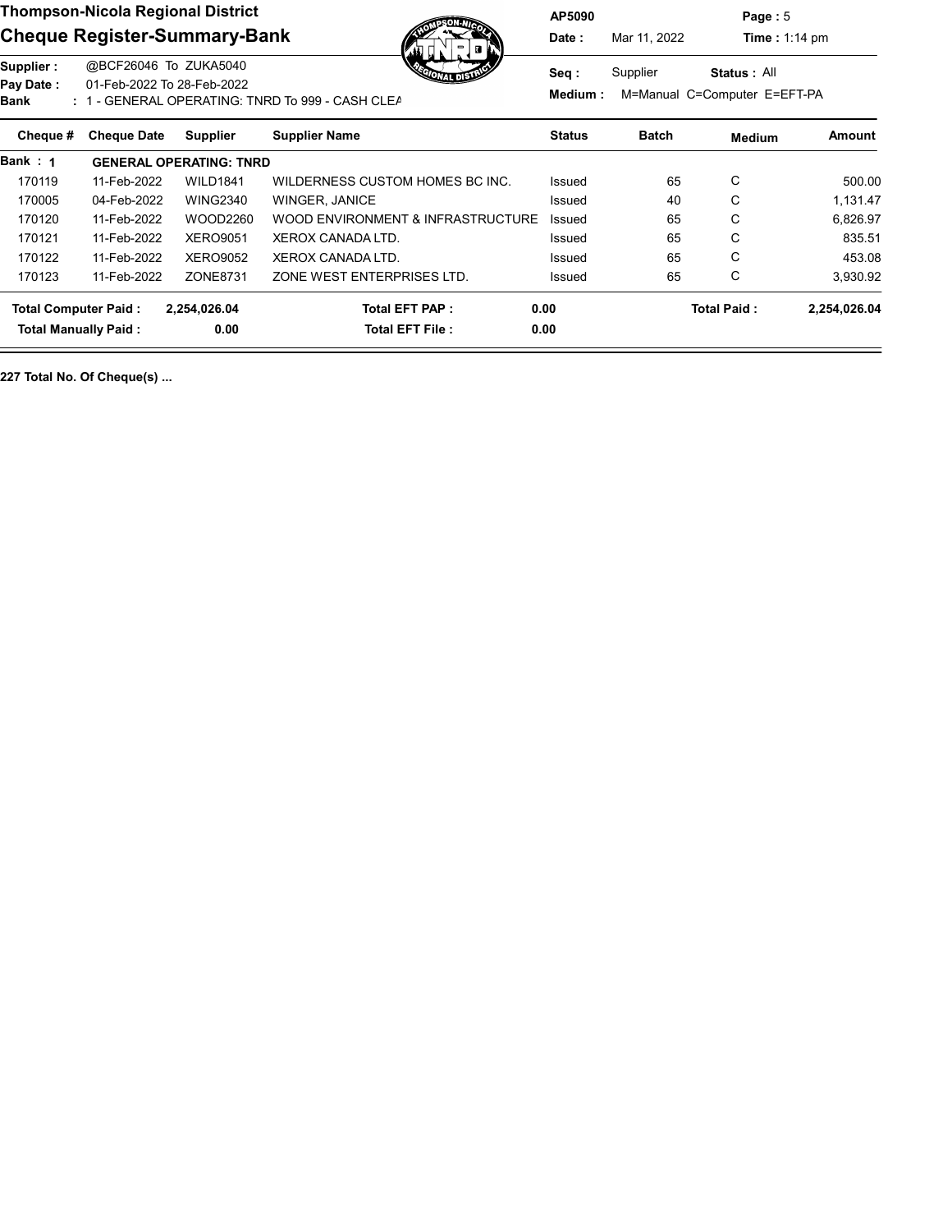# Thompson-Nicola Regional District

## Cheque Register-Summary-Bank

AP5090

Date : Mar 11, 2022 | Time : 1:14 pm

Supplier : @BCF26046 To ZUKA5040

Pay Date : 01-Feb-2022 To 28-Feb-2022

Bank : 1 - GENERAL OPERATING: TNRD To 999 - CASH CLEA

Seq : Supplier | Status : All

Medium : M=Manual C=Computer E=EFT-PA

| Cheque # | Cheque Date | Supplier | Supplier Name | Status | Batch | Medium | Amount |
|---|---|---|---|---|---|---|---|
| **Bank : 1** | **GENERAL OPERATING: TNRD** | | | | | | |
| 170119 | 11-Feb-2022 | WILD1841 | WILDERNESS CUSTOM HOMES BC INC. | Issued | 65 | C | 500.00 |
| 170005 | 04-Feb-2022 | WING2340 | WINGER, JANICE | Issued | 40 | C | 1,131.47 |
| 170120 | 11-Feb-2022 | WOOD2260 | WOOD ENVIRONMENT & INFRASTRUCTURE | Issued | 65 | C | 6,826.97 |
| 170121 | 11-Feb-2022 | XERO9051 | XEROX CANADA LTD. | Issued | 65 | C | 835.51 |
| 170122 | 11-Feb-2022 | XERO9052 | XEROX CANADA LTD. | Issued | 65 | C | 453.08 |
| 170123 | 11-Feb-2022 | ZONE8731 | ZONE WEST ENTERPRISES LTD. | Issued | 65 | C | 3,930.92 |

| | | | | | |
|---|---|---|---|---|---|
| **Total Computer Paid :** | **2,254,026.04** | **Total EFT PAP :** | **0.00** | **Total Paid :** | **2,254,026.04** |
| **Total Manually Paid :** | **0.00** | **Total EFT File :** | **0.00** | | |

**227 Total No. Of Cheque(s) ...**